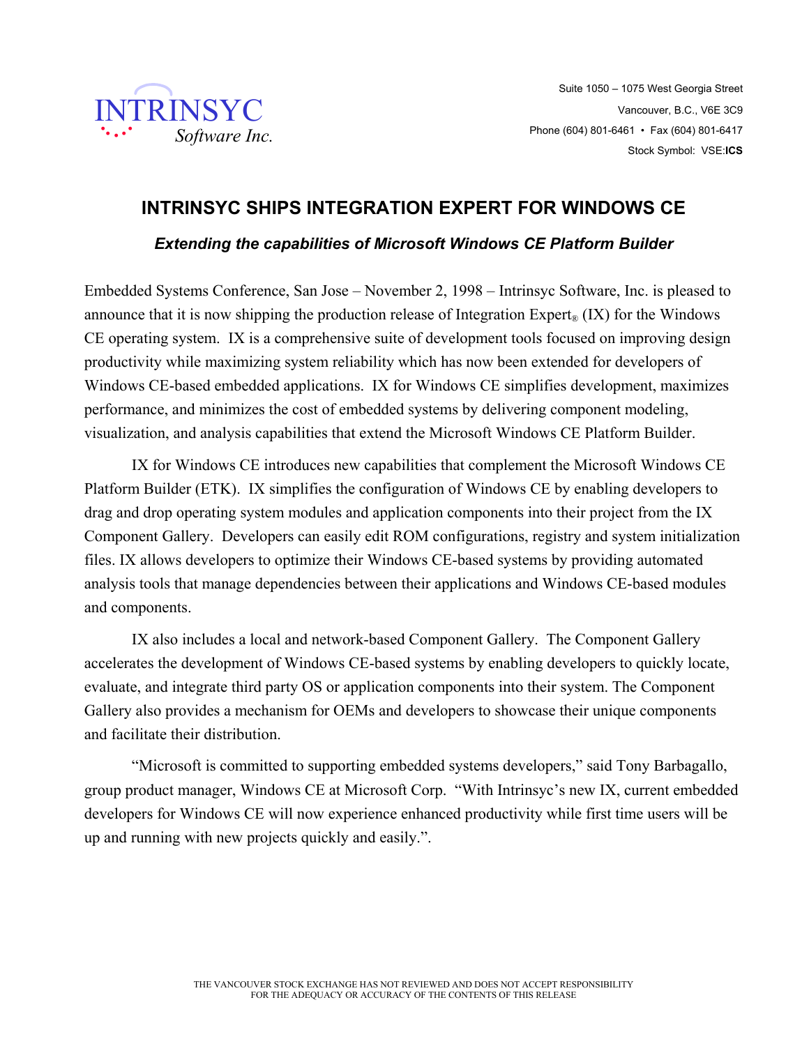INTRINSYC Software Inc.

Suite 1050 – 1075 West Georgia Street
Vancouver, B.C., V6E 3C9
Phone (604) 801-6461 • Fax (604) 801-6417
Stock Symbol: VSE:**ICS**

# INTRINSYC SHIPS INTEGRATION EXPERT FOR WINDOWS CE

## *Extending the capabilities of Microsoft Windows CE Platform Builder*

Embedded Systems Conference, San Jose – November 2, 1998 – Intrinsyc Software, Inc. is pleased to announce that it is now shipping the production release of Integration Expert® (IX) for the Windows CE operating system. IX is a comprehensive suite of development tools focused on improving design productivity while maximizing system reliability which has now been extended for developers of Windows CE-based embedded applications. IX for Windows CE simplifies development, maximizes performance, and minimizes the cost of embedded systems by delivering component modeling, visualization, and analysis capabilities that extend the Microsoft Windows CE Platform Builder.

IX for Windows CE introduces new capabilities that complement the Microsoft Windows CE Platform Builder (ETK). IX simplifies the configuration of Windows CE by enabling developers to drag and drop operating system modules and application components into their project from the IX Component Gallery. Developers can easily edit ROM configurations, registry and system initialization files. IX allows developers to optimize their Windows CE-based systems by providing automated analysis tools that manage dependencies between their applications and Windows CE-based modules and components.

IX also includes a local and network-based Component Gallery. The Component Gallery accelerates the development of Windows CE-based systems by enabling developers to quickly locate, evaluate, and integrate third party OS or application components into their system. The Component Gallery also provides a mechanism for OEMs and developers to showcase their unique components and facilitate their distribution.

"Microsoft is committed to supporting embedded systems developers," said Tony Barbagallo, group product manager, Windows CE at Microsoft Corp. "With Intrinsyc's new IX, current embedded developers for Windows CE will now experience enhanced productivity while first time users will be up and running with new projects quickly and easily.".

THE VANCOUVER STOCK EXCHANGE HAS NOT REVIEWED AND DOES NOT ACCEPT RESPONSIBILITY FOR THE ADEQUACY OR ACCURACY OF THE CONTENTS OF THIS RELEASE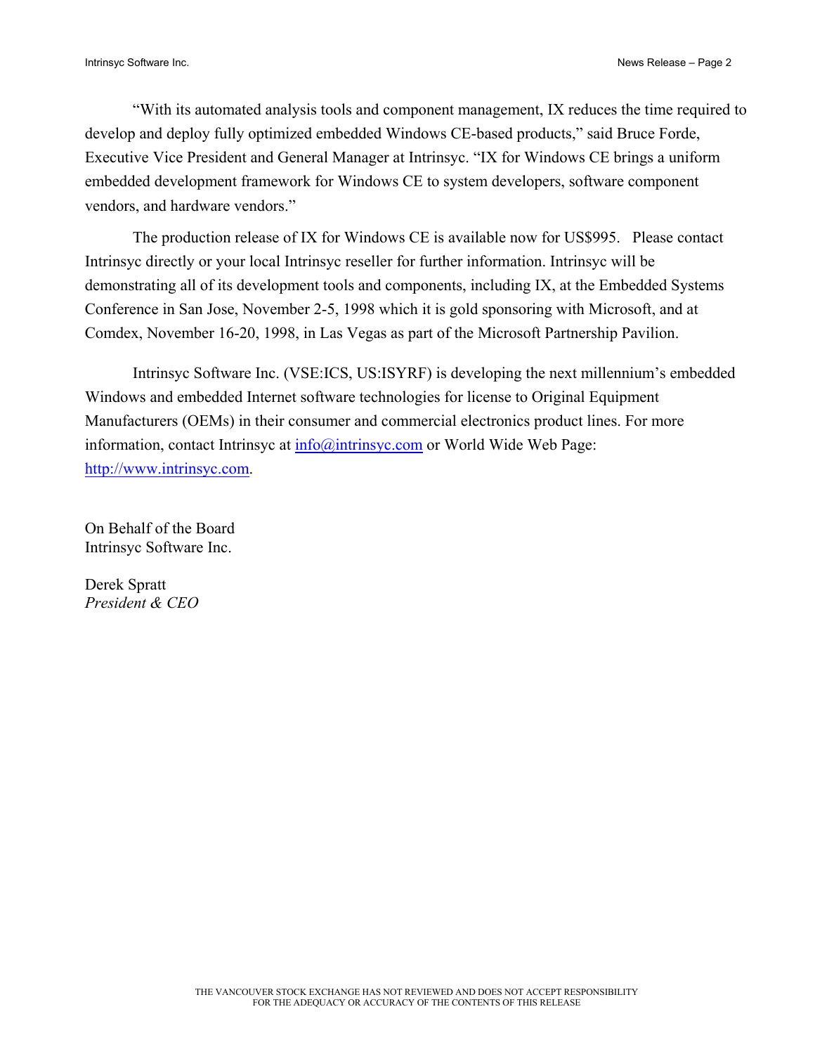"With its automated analysis tools and component management, IX reduces the time required to develop and deploy fully optimized embedded Windows CE-based products," said Bruce Forde, Executive Vice President and General Manager at Intrinsyc. "IX for Windows CE brings a uniform embedded development framework for Windows CE to system developers, software component vendors, and hardware vendors."

The production release of IX for Windows CE is available now for US$995. Please contact Intrinsyc directly or your local Intrinsyc reseller for further information. Intrinsyc will be demonstrating all of its development tools and components, including IX, at the Embedded Systems Conference in San Jose, November 2-5, 1998 which it is gold sponsoring with Microsoft, and at Comdex, November 16-20, 1998, in Las Vegas as part of the Microsoft Partnership Pavilion.

Intrinsyc Software Inc. (VSE:ICS, US:ISYRF) is developing the next millennium's embedded Windows and embedded Internet software technologies for license to Original Equipment Manufacturers (OEMs) in their consumer and commercial electronics product lines. For more information, contact Intrinsyc at info@intrinsyc.com or World Wide Web Page: http://www.intrinsyc.com.

On Behalf of the Board
Intrinsyc Software Inc.

Derek Spratt
*President & CEO*

THE VANCOUVER STOCK EXCHANGE HAS NOT REVIEWED AND DOES NOT ACCEPT RESPONSIBILITY FOR THE ADEQUACY OR ACCURACY OF THE CONTENTS OF THIS RELEASE